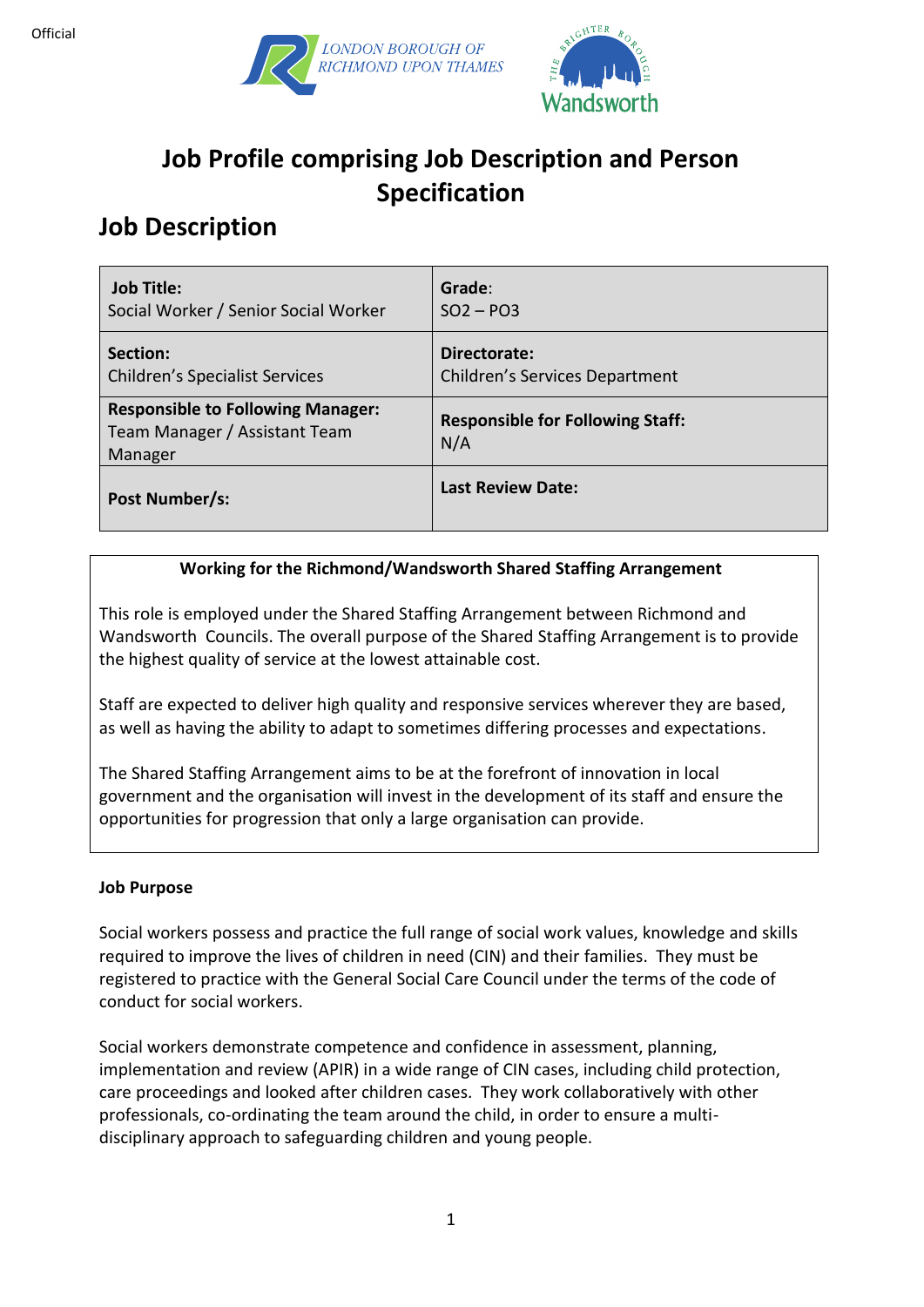Official

# Job Profile comprising Job Description and Person Specification

## Job Description

| **Job Title:** Social Worker / Senior Social Worker | **Grade**: SO2 – PO3 |
|---|---|
| **Section:** Children's Specialist Services | **Directorate:** Children's Services Department |
| **Responsible to Following Manager:** Team Manager / Assistant Team Manager | **Responsible for Following Staff:** N/A |
| **Post Number/s:** | **Last Review Date:** |

**Working for the Richmond/Wandsworth Shared Staffing Arrangement**

This role is employed under the Shared Staffing Arrangement between Richmond and Wandsworth Councils. The overall purpose of the Shared Staffing Arrangement is to provide the highest quality of service at the lowest attainable cost.

Staff are expected to deliver high quality and responsive services wherever they are based, as well as having the ability to adapt to sometimes differing processes and expectations.

The Shared Staffing Arrangement aims to be at the forefront of innovation in local government and the organisation will invest in the development of its staff and ensure the opportunities for progression that only a large organisation can provide.

**Job Purpose**

Social workers possess and practice the full range of social work values, knowledge and skills required to improve the lives of children in need (CIN) and their families. They must be registered to practice with the General Social Care Council under the terms of the code of conduct for social workers.

Social workers demonstrate competence and confidence in assessment, planning, implementation and review (APIR) in a wide range of CIN cases, including child protection, care proceedings and looked after children cases. They work collaboratively with other professionals, co-ordinating the team around the child, in order to ensure a multi-disciplinary approach to safeguarding children and young people.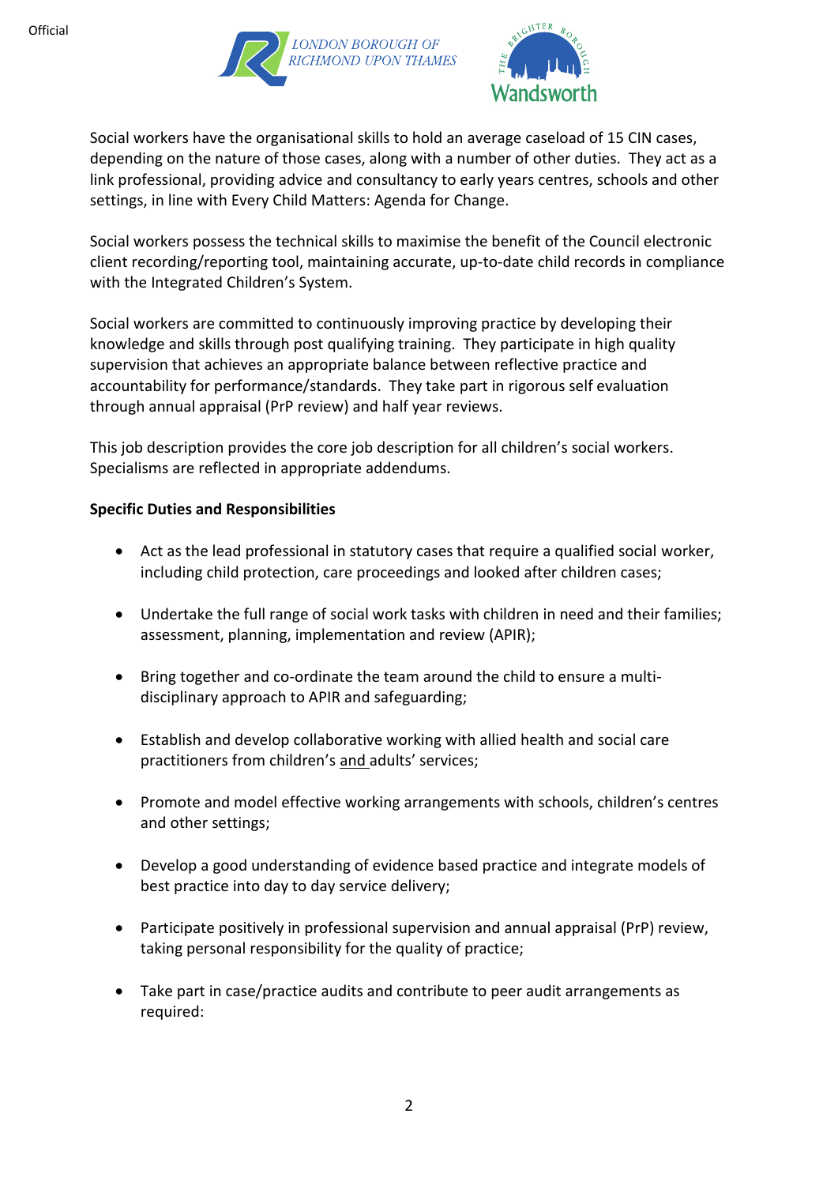Social workers have the organisational skills to hold an average caseload of 15 CIN cases, depending on the nature of those cases, along with a number of other duties. They act as a link professional, providing advice and consultancy to early years centres, schools and other settings, in line with Every Child Matters: Agenda for Change.

Social workers possess the technical skills to maximise the benefit of the Council electronic client recording/reporting tool, maintaining accurate, up-to-date child records in compliance with the Integrated Children's System.

Social workers are committed to continuously improving practice by developing their knowledge and skills through post qualifying training. They participate in high quality supervision that achieves an appropriate balance between reflective practice and accountability for performance/standards. They take part in rigorous self evaluation through annual appraisal (PrP review) and half year reviews.

This job description provides the core job description for all children's social workers. Specialisms are reflected in appropriate addendums.

**Specific Duties and Responsibilities**

- Act as the lead professional in statutory cases that require a qualified social worker, including child protection, care proceedings and looked after children cases;
- Undertake the full range of social work tasks with children in need and their families; assessment, planning, implementation and review (APIR);
- Bring together and co-ordinate the team around the child to ensure a multi-disciplinary approach to APIR and safeguarding;
- Establish and develop collaborative working with allied health and social care practitioners from children's and adults' services;
- Promote and model effective working arrangements with schools, children's centres and other settings;
- Develop a good understanding of evidence based practice and integrate models of best practice into day to day service delivery;
- Participate positively in professional supervision and annual appraisal (PrP) review, taking personal responsibility for the quality of practice;
- Take part in case/practice audits and contribute to peer audit arrangements as required: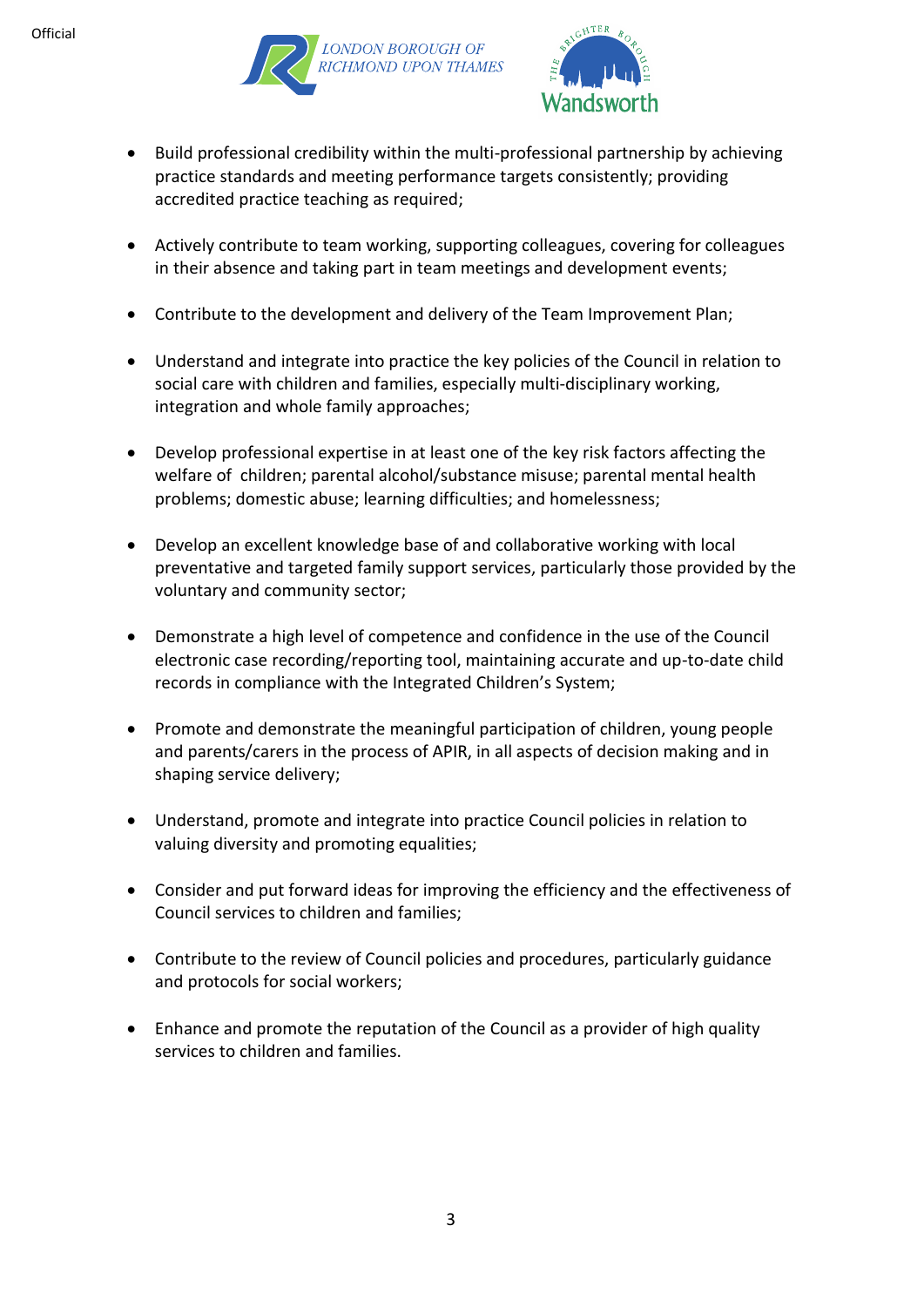- Build professional credibility within the multi-professional partnership by achieving practice standards and meeting performance targets consistently; providing accredited practice teaching as required;

- Actively contribute to team working, supporting colleagues, covering for colleagues in their absence and taking part in team meetings and development events;

- Contribute to the development and delivery of the Team Improvement Plan;

- Understand and integrate into practice the key policies of the Council in relation to social care with children and families, especially multi-disciplinary working, integration and whole family approaches;

- Develop professional expertise in at least one of the key risk factors affecting the welfare of children; parental alcohol/substance misuse; parental mental health problems; domestic abuse; learning difficulties; and homelessness;

- Develop an excellent knowledge base of and collaborative working with local preventative and targeted family support services, particularly those provided by the voluntary and community sector;

- Demonstrate a high level of competence and confidence in the use of the Council electronic case recording/reporting tool, maintaining accurate and up-to-date child records in compliance with the Integrated Children's System;

- Promote and demonstrate the meaningful participation of children, young people and parents/carers in the process of APIR, in all aspects of decision making and in shaping service delivery;

- Understand, promote and integrate into practice Council policies in relation to valuing diversity and promoting equalities;

- Consider and put forward ideas for improving the efficiency and the effectiveness of Council services to children and families;

- Contribute to the review of Council policies and procedures, particularly guidance and protocols for social workers;

- Enhance and promote the reputation of the Council as a provider of high quality services to children and families.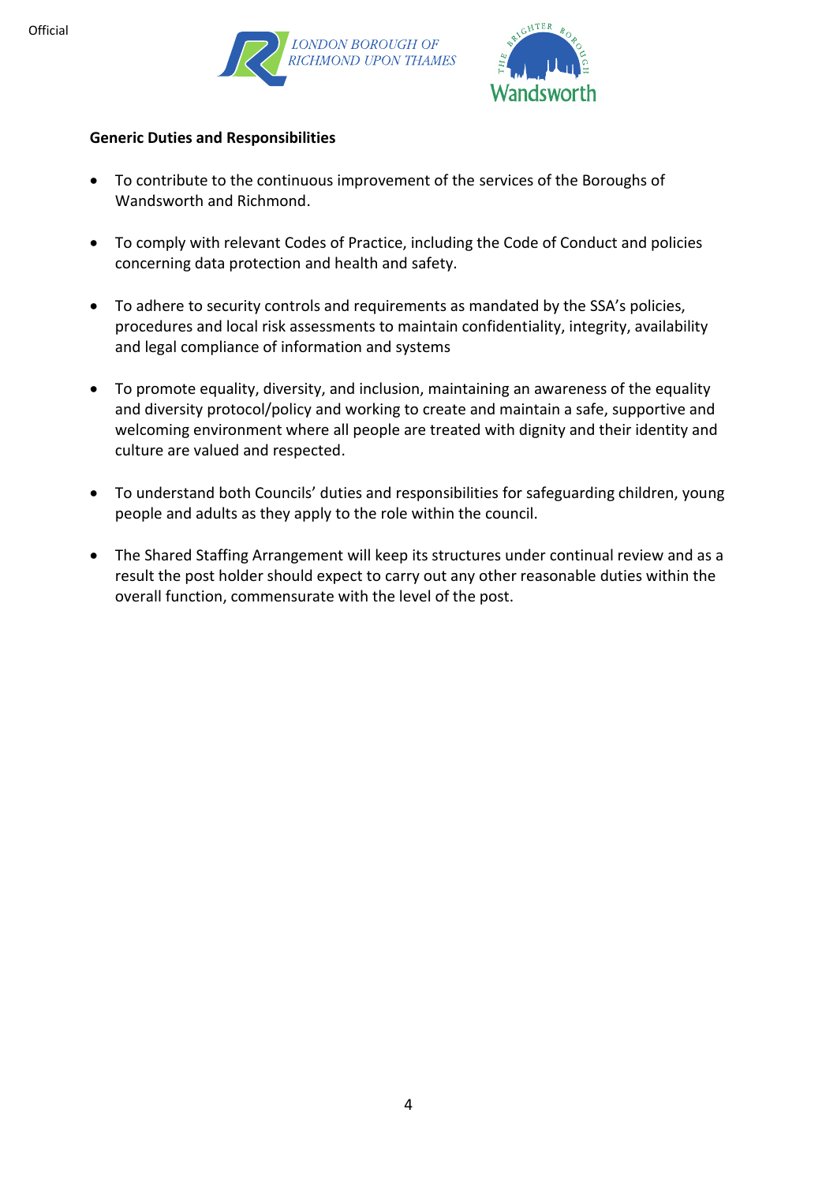**Generic Duties and Responsibilities**

- To contribute to the continuous improvement of the services of the Boroughs of Wandsworth and Richmond.
- To comply with relevant Codes of Practice, including the Code of Conduct and policies concerning data protection and health and safety.
- To adhere to security controls and requirements as mandated by the SSA's policies, procedures and local risk assessments to maintain confidentiality, integrity, availability and legal compliance of information and systems
- To promote equality, diversity, and inclusion, maintaining an awareness of the equality and diversity protocol/policy and working to create and maintain a safe, supportive and welcoming environment where all people are treated with dignity and their identity and culture are valued and respected.
- To understand both Councils' duties and responsibilities for safeguarding children, young people and adults as they apply to the role within the council.
- The Shared Staffing Arrangement will keep its structures under continual review and as a result the post holder should expect to carry out any other reasonable duties within the overall function, commensurate with the level of the post.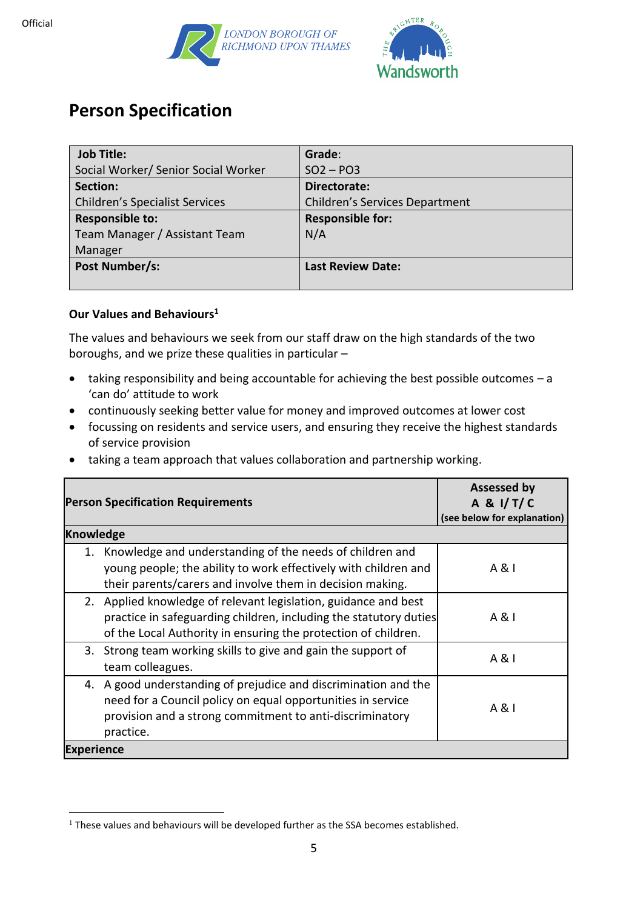Official

LONDON BOROUGH OF RICHMOND UPON THAMES

THE BRIGHTER BOROUGH Wandsworth

# Person Specification

| **Job Title:** Social Worker/ Senior Social Worker | **Grade**: SO2 – PO3 |
|---|---|
| **Section:** Children's Specialist Services | **Directorate:** Children's Services Department |
| **Responsible to:** Team Manager / Assistant Team Manager | **Responsible for:** N/A |
| **Post Number/s:** | **Last Review Date:** |

**Our Values and Behaviours**[1]

The values and behaviours we seek from our staff draw on the high standards of the two boroughs, and we prize these qualities in particular –

- taking responsibility and being accountable for achieving the best possible outcomes – a 'can do' attitude to work
- continuously seeking better value for money and improved outcomes at lower cost
- focussing on residents and service users, and ensuring they receive the highest standards of service provision
- taking a team approach that values collaboration and partnership working.

| **Person Specification Requirements** | **Assessed by A & I/ T/ C (see below for explanation)** |
|---|---|
| **Knowledge** | |
| 1. Knowledge and understanding of the needs of children and young people; the ability to work effectively with children and their parents/carers and involve them in decision making. | A & I |
| 2. Applied knowledge of relevant legislation, guidance and best practice in safeguarding children, including the statutory duties of the Local Authority in ensuring the protection of children. | A & I |
| 3. Strong team working skills to give and gain the support of team colleagues. | A & I |
| 4. A good understanding of prejudice and discrimination and the need for a Council policy on equal opportunities in service provision and a strong commitment to anti-discriminatory practice. | A & I |
| **Experience** | |

[1] These values and behaviours will be developed further as the SSA becomes established.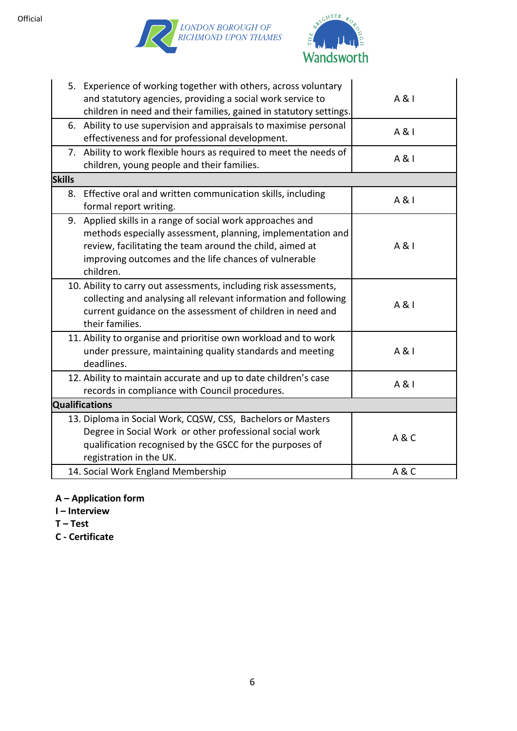| | |
|---|---|
| 5. Experience of working together with others, across voluntary and statutory agencies, providing a social work service to children in need and their families, gained in statutory settings. | A & I |
| 6. Ability to use supervision and appraisals to maximise personal effectiveness and for professional development. | A & I |
| 7. Ability to work flexible hours as required to meet the needs of children, young people and their families. | A & I |
| **Skills** | |
| 8. Effective oral and written communication skills, including formal report writing. | A & I |
| 9. Applied skills in a range of social work approaches and methods especially assessment, planning, implementation and review, facilitating the team around the child, aimed at improving outcomes and the life chances of vulnerable children. | A & I |
| 10. Ability to carry out assessments, including risk assessments, collecting and analysing all relevant information and following current guidance on the assessment of children in need and their families. | A & I |
| 11. Ability to organise and prioritise own workload and to work under pressure, maintaining quality standards and meeting deadlines. | A & I |
| 12. Ability to maintain accurate and up to date children's case records in compliance with Council procedures. | A & I |
| **Qualifications** | |
| 13. Diploma in Social Work, CQSW, CSS, Bachelors or Masters Degree in Social Work or other professional social work qualification recognised by the GSCC for the purposes of registration in the UK. | A & C |
| 14. Social Work England Membership | A & C |

**A – Application form**
**I – Interview**
**T – Test**
**C - Certificate**